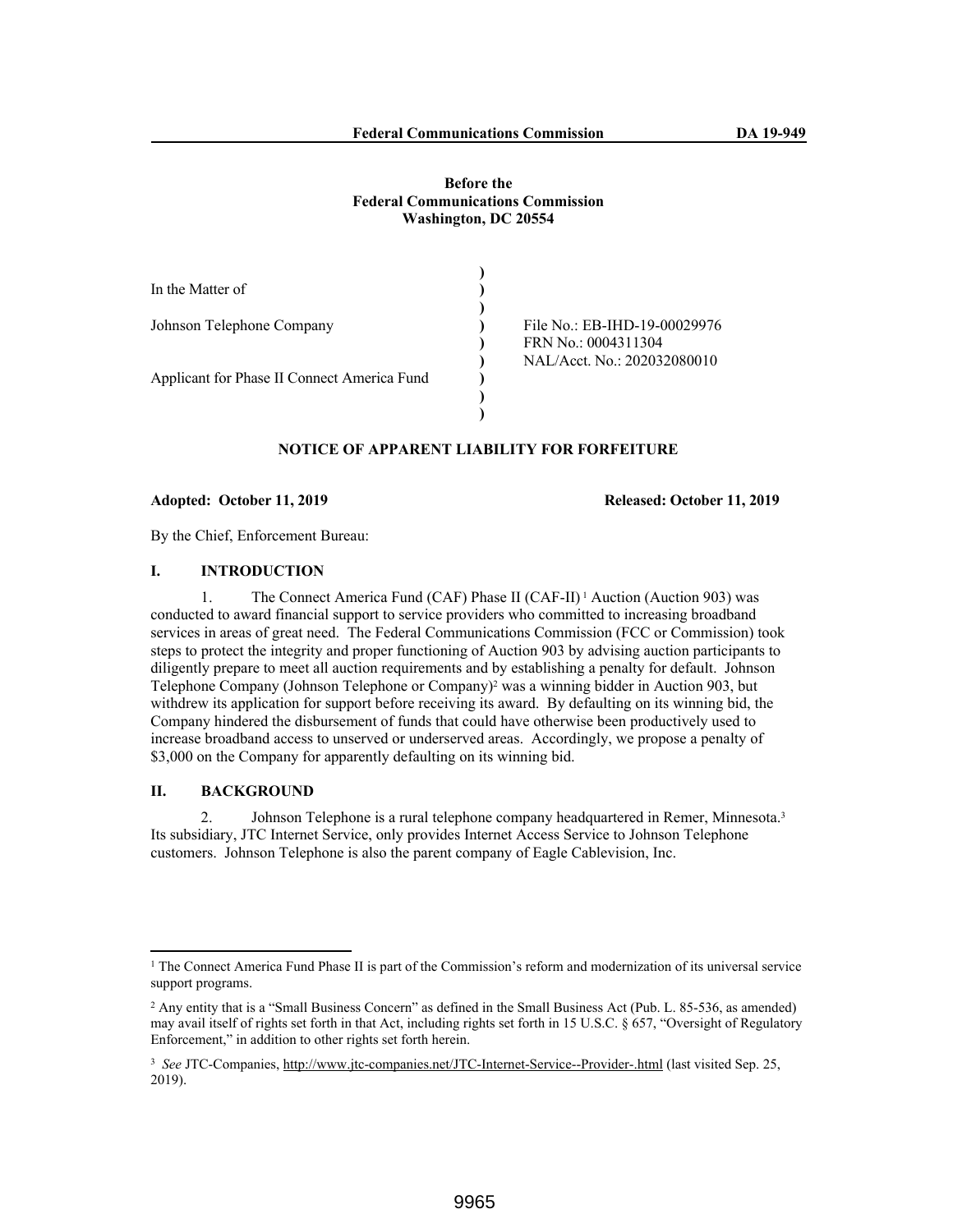**Before the**
**Federal Communications Commission**
**Washington, DC 20554**

| | | |
|---|---|---|
| In the Matter of | ) | |
| | ) | |
| Johnson Telephone Company | ) | File No.: EB-IHD-19-00029976 |
| | ) | FRN No.: 0004311304 |
| | ) | NAL/Acct. No.: 202032080010 |
| Applicant for Phase II Connect America Fund | ) | |
| | ) | |

## NOTICE OF APPARENT LIABILITY FOR FORFEITURE

**Adopted: October 11, 2019** **Released: October 11, 2019**

By the Chief, Enforcement Bureau:

## I. INTRODUCTION

1. The Connect America Fund (CAF) Phase II (CAF-II)[1] Auction (Auction 903) was conducted to award financial support to service providers who committed to increasing broadband services in areas of great need. The Federal Communications Commission (FCC or Commission) took steps to protect the integrity and proper functioning of Auction 903 by advising auction participants to diligently prepare to meet all auction requirements and by establishing a penalty for default. Johnson Telephone Company (Johnson Telephone or Company)[2] was a winning bidder in Auction 903, but withdrew its application for support before receiving its award. By defaulting on its winning bid, the Company hindered the disbursement of funds that could have otherwise been productively used to increase broadband access to unserved or underserved areas. Accordingly, we propose a penalty of $3,000 on the Company for apparently defaulting on its winning bid.

## II. BACKGROUND

2. Johnson Telephone is a rural telephone company headquartered in Remer, Minnesota.[3] Its subsidiary, JTC Internet Service, only provides Internet Access Service to Johnson Telephone customers. Johnson Telephone is also the parent company of Eagle Cablevision, Inc.

---

[1] The Connect America Fund Phase II is part of the Commission's reform and modernization of its universal service support programs.

[2] Any entity that is a "Small Business Concern" as defined in the Small Business Act (Pub. L. 85-536, as amended) may avail itself of rights set forth in that Act, including rights set forth in 15 U.S.C. § 657, "Oversight of Regulatory Enforcement," in addition to other rights set forth herein.

[3] *See* JTC-Companies, http://www.jtc-companies.net/JTC-Internet-Service--Provider-.html (last visited Sep. 25, 2019).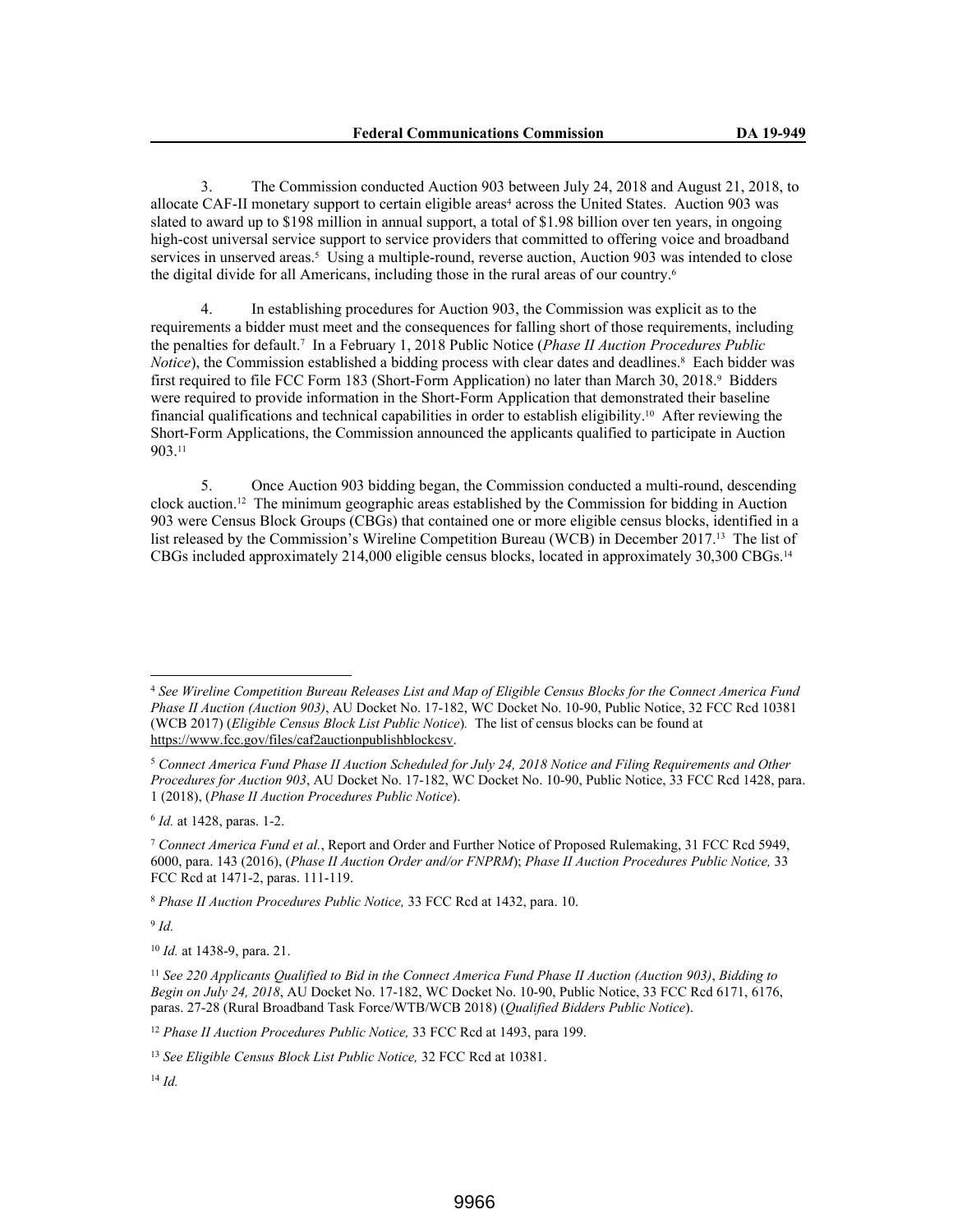3. The Commission conducted Auction 903 between July 24, 2018 and August 21, 2018, to allocate CAF-II monetary support to certain eligible areas[4] across the United States. Auction 903 was slated to award up to $198 million in annual support, a total of $1.98 billion over ten years, in ongoing high-cost universal service support to service providers that committed to offering voice and broadband services in unserved areas.[5] Using a multiple-round, reverse auction, Auction 903 was intended to close the digital divide for all Americans, including those in the rural areas of our country.[6]

4. In establishing procedures for Auction 903, the Commission was explicit as to the requirements a bidder must meet and the consequences for falling short of those requirements, including the penalties for default.[7] In a February 1, 2018 Public Notice (*Phase II Auction Procedures Public Notice*), the Commission established a bidding process with clear dates and deadlines.[8] Each bidder was first required to file FCC Form 183 (Short-Form Application) no later than March 30, 2018.[9] Bidders were required to provide information in the Short-Form Application that demonstrated their baseline financial qualifications and technical capabilities in order to establish eligibility.[10] After reviewing the Short-Form Applications, the Commission announced the applicants qualified to participate in Auction 903.[11]

5. Once Auction 903 bidding began, the Commission conducted a multi-round, descending clock auction.[12] The minimum geographic areas established by the Commission for bidding in Auction 903 were Census Block Groups (CBGs) that contained one or more eligible census blocks, identified in a list released by the Commission's Wireline Competition Bureau (WCB) in December 2017.[13] The list of CBGs included approximately 214,000 eligible census blocks, located in approximately 30,300 CBGs.[14]

---

[4] *See Wireline Competition Bureau Releases List and Map of Eligible Census Blocks for the Connect America Fund Phase II Auction (Auction 903)*, AU Docket No. 17-182, WC Docket No. 10-90, Public Notice, 32 FCC Rcd 10381 (WCB 2017) (*Eligible Census Block List Public Notice*). The list of census blocks can be found at https://www.fcc.gov/files/caf2auctionpublishblockcsv.

[5] *Connect America Fund Phase II Auction Scheduled for July 24, 2018 Notice and Filing Requirements and Other Procedures for Auction 903*, AU Docket No. 17-182, WC Docket No. 10-90, Public Notice, 33 FCC Rcd 1428, para. 1 (2018), (*Phase II Auction Procedures Public Notice*).

[6] *Id.* at 1428, paras. 1-2.

[7] *Connect America Fund et al.*, Report and Order and Further Notice of Proposed Rulemaking, 31 FCC Rcd 5949, 6000, para. 143 (2016), (*Phase II Auction Order and/or FNPRM*); *Phase II Auction Procedures Public Notice,* 33 FCC Rcd at 1471-2, paras. 111-119.

[8] *Phase II Auction Procedures Public Notice,* 33 FCC Rcd at 1432, para. 10.

[9] *Id.*

[10] *Id.* at 1438-9, para. 21.

[11] *See 220 Applicants Qualified to Bid in the Connect America Fund Phase II Auction (Auction 903)*, *Bidding to Begin on July 24, 2018*, AU Docket No. 17-182, WC Docket No. 10-90, Public Notice, 33 FCC Rcd 6171, 6176, paras. 27-28 (Rural Broadband Task Force/WTB/WCB 2018) (*Qualified Bidders Public Notice*).

[12] *Phase II Auction Procedures Public Notice,* 33 FCC Rcd at 1493, para 199.

[13] *See Eligible Census Block List Public Notice,* 32 FCC Rcd at 10381.

[14] *Id.*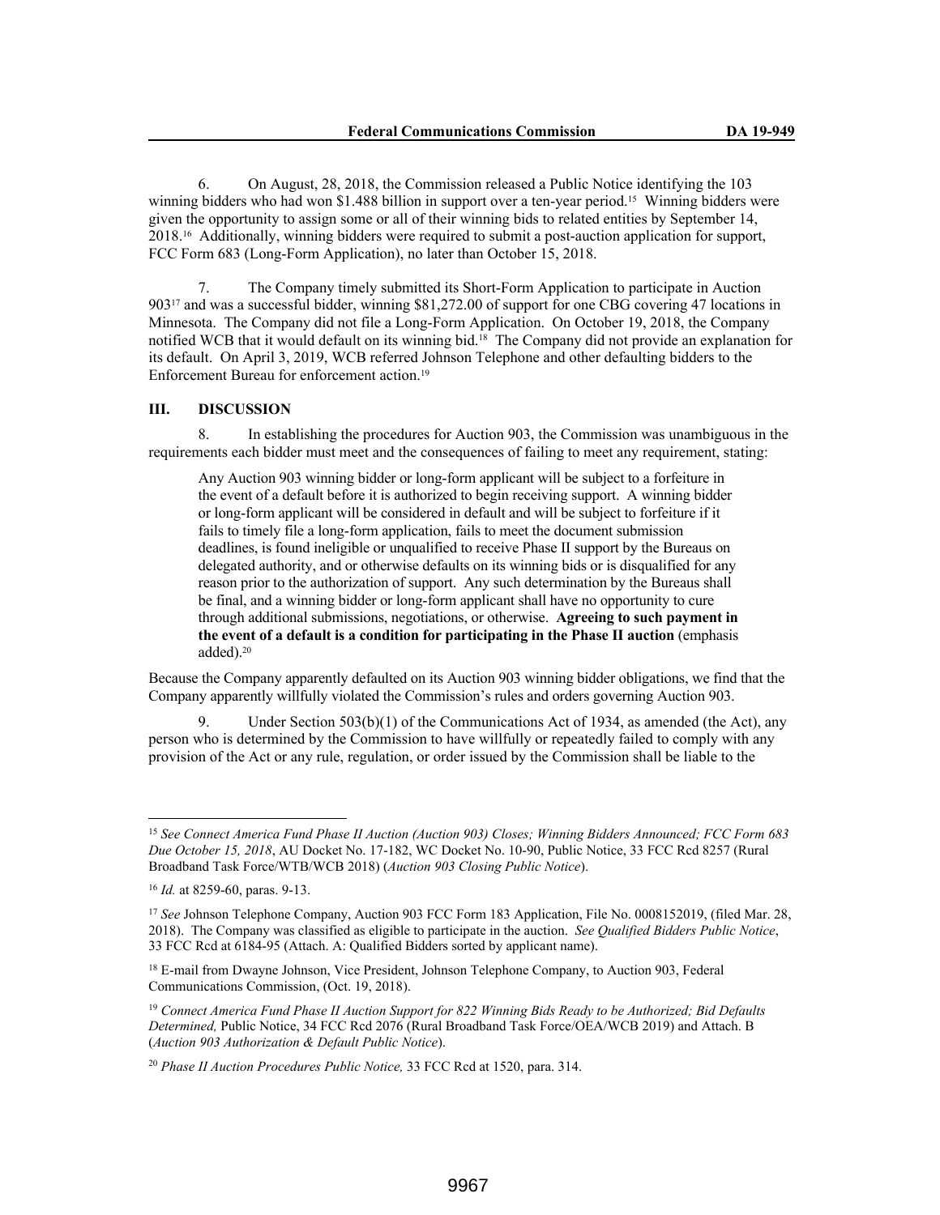6. On August, 28, 2018, the Commission released a Public Notice identifying the 103 winning bidders who had won $1.488 billion in support over a ten-year period.[15] Winning bidders were given the opportunity to assign some or all of their winning bids to related entities by September 14, 2018.[16] Additionally, winning bidders were required to submit a post-auction application for support, FCC Form 683 (Long-Form Application), no later than October 15, 2018.

7. The Company timely submitted its Short-Form Application to participate in Auction 903[17] and was a successful bidder, winning $81,272.00 of support for one CBG covering 47 locations in Minnesota. The Company did not file a Long-Form Application. On October 19, 2018, the Company notified WCB that it would default on its winning bid.[18] The Company did not provide an explanation for its default. On April 3, 2019, WCB referred Johnson Telephone and other defaulting bidders to the Enforcement Bureau for enforcement action.[19]

## III. DISCUSSION

8. In establishing the procedures for Auction 903, the Commission was unambiguous in the requirements each bidder must meet and the consequences of failing to meet any requirement, stating:

> Any Auction 903 winning bidder or long-form applicant will be subject to a forfeiture in the event of a default before it is authorized to begin receiving support. A winning bidder or long-form applicant will be considered in default and will be subject to forfeiture if it fails to timely file a long-form application, fails to meet the document submission deadlines, is found ineligible or unqualified to receive Phase II support by the Bureaus on delegated authority, and or otherwise defaults on its winning bids or is disqualified for any reason prior to the authorization of support. Any such determination by the Bureaus shall be final, and a winning bidder or long-form applicant shall have no opportunity to cure through additional submissions, negotiations, or otherwise. **Agreeing to such payment in the event of a default is a condition for participating in the Phase II auction** (emphasis added).[20]

Because the Company apparently defaulted on its Auction 903 winning bidder obligations, we find that the Company apparently willfully violated the Commission's rules and orders governing Auction 903.

9. Under Section 503(b)(1) of the Communications Act of 1934, as amended (the Act), any person who is determined by the Commission to have willfully or repeatedly failed to comply with any provision of the Act or any rule, regulation, or order issued by the Commission shall be liable to the

---

[15] *See Connect America Fund Phase II Auction (Auction 903) Closes; Winning Bidders Announced; FCC Form 683 Due October 15, 2018*, AU Docket No. 17-182, WC Docket No. 10-90, Public Notice, 33 FCC Rcd 8257 (Rural Broadband Task Force/WTB/WCB 2018) (*Auction 903 Closing Public Notice*).

[16] *Id.* at 8259-60, paras. 9-13.

[17] *See* Johnson Telephone Company, Auction 903 FCC Form 183 Application, File No. 0008152019, (filed Mar. 28, 2018). The Company was classified as eligible to participate in the auction. *See Qualified Bidders Public Notice*, 33 FCC Rcd at 6184-95 (Attach. A: Qualified Bidders sorted by applicant name).

[18] E-mail from Dwayne Johnson, Vice President, Johnson Telephone Company, to Auction 903, Federal Communications Commission, (Oct. 19, 2018).

[19] *Connect America Fund Phase II Auction Support for 822 Winning Bids Ready to be Authorized; Bid Defaults Determined,* Public Notice, 34 FCC Rcd 2076 (Rural Broadband Task Force/OEA/WCB 2019) and Attach. B (*Auction 903 Authorization & Default Public Notice*).

[20] *Phase II Auction Procedures Public Notice,* 33 FCC Rcd at 1520, para. 314.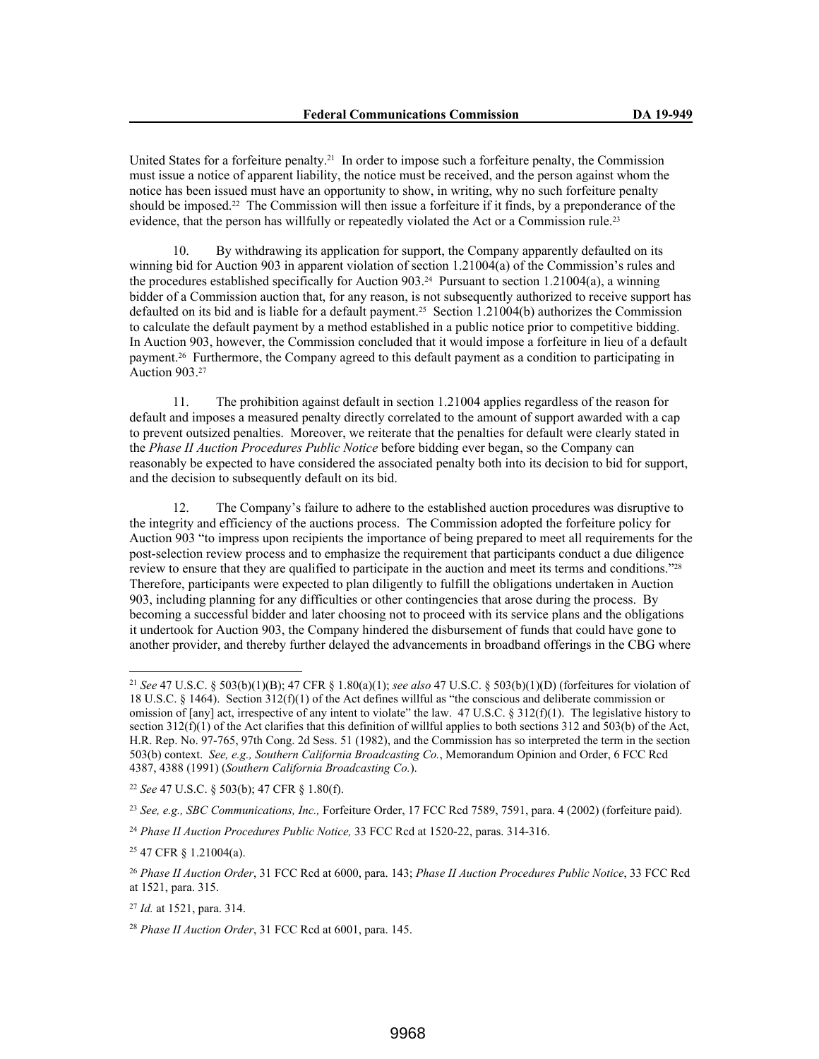United States for a forfeiture penalty.[21] In order to impose such a forfeiture penalty, the Commission must issue a notice of apparent liability, the notice must be received, and the person against whom the notice has been issued must have an opportunity to show, in writing, why no such forfeiture penalty should be imposed.[22] The Commission will then issue a forfeiture if it finds, by a preponderance of the evidence, that the person has willfully or repeatedly violated the Act or a Commission rule.[23]

10. By withdrawing its application for support, the Company apparently defaulted on its winning bid for Auction 903 in apparent violation of section 1.21004(a) of the Commission's rules and the procedures established specifically for Auction 903.[24] Pursuant to section 1.21004(a), a winning bidder of a Commission auction that, for any reason, is not subsequently authorized to receive support has defaulted on its bid and is liable for a default payment.[25] Section 1.21004(b) authorizes the Commission to calculate the default payment by a method established in a public notice prior to competitive bidding. In Auction 903, however, the Commission concluded that it would impose a forfeiture in lieu of a default payment.[26] Furthermore, the Company agreed to this default payment as a condition to participating in Auction 903.[27]

11. The prohibition against default in section 1.21004 applies regardless of the reason for default and imposes a measured penalty directly correlated to the amount of support awarded with a cap to prevent outsized penalties. Moreover, we reiterate that the penalties for default were clearly stated in the *Phase II Auction Procedures Public Notice* before bidding ever began, so the Company can reasonably be expected to have considered the associated penalty both into its decision to bid for support, and the decision to subsequently default on its bid.

12. The Company's failure to adhere to the established auction procedures was disruptive to the integrity and efficiency of the auctions process. The Commission adopted the forfeiture policy for Auction 903 "to impress upon recipients the importance of being prepared to meet all requirements for the post-selection review process and to emphasize the requirement that participants conduct a due diligence review to ensure that they are qualified to participate in the auction and meet its terms and conditions."[28] Therefore, participants were expected to plan diligently to fulfill the obligations undertaken in Auction 903, including planning for any difficulties or other contingencies that arose during the process. By becoming a successful bidder and later choosing not to proceed with its service plans and the obligations it undertook for Auction 903, the Company hindered the disbursement of funds that could have gone to another provider, and thereby further delayed the advancements in broadband offerings in the CBG where

---

[21] *See* 47 U.S.C. § 503(b)(1)(B); 47 CFR § 1.80(a)(1); *see also* 47 U.S.C. § 503(b)(1)(D) (forfeitures for violation of 18 U.S.C. § 1464). Section 312(f)(1) of the Act defines willful as "the conscious and deliberate commission or omission of [any] act, irrespective of any intent to violate" the law. 47 U.S.C. § 312(f)(1). The legislative history to section 312(f)(1) of the Act clarifies that this definition of willful applies to both sections 312 and 503(b) of the Act, H.R. Rep. No. 97-765, 97th Cong. 2d Sess. 51 (1982), and the Commission has so interpreted the term in the section 503(b) context. *See, e.g., Southern California Broadcasting Co.*, Memorandum Opinion and Order, 6 FCC Rcd 4387, 4388 (1991) (*Southern California Broadcasting Co.*).

[22] *See* 47 U.S.C. § 503(b); 47 CFR § 1.80(f).

[23] *See, e.g., SBC Communications, Inc.,* Forfeiture Order, 17 FCC Rcd 7589, 7591, para. 4 (2002) (forfeiture paid).

[24] *Phase II Auction Procedures Public Notice,* 33 FCC Rcd at 1520-22, paras. 314-316.

[25] 47 CFR § 1.21004(a).

[26] *Phase II Auction Order*, 31 FCC Rcd at 6000, para. 143; *Phase II Auction Procedures Public Notice*, 33 FCC Rcd at 1521, para. 315.

[27] *Id.* at 1521, para. 314.

[28] *Phase II Auction Order*, 31 FCC Rcd at 6001, para. 145.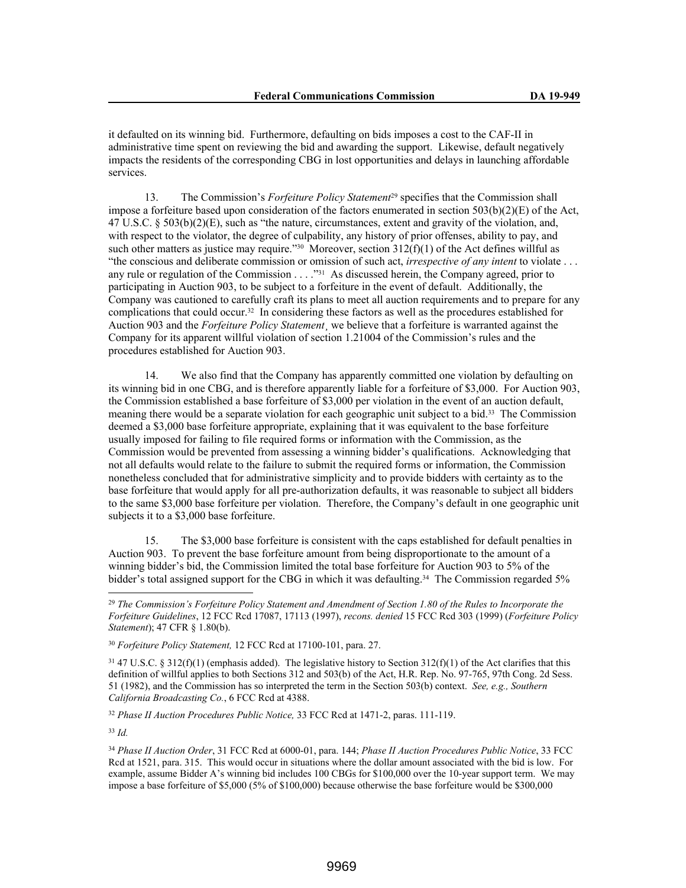it defaulted on its winning bid. Furthermore, defaulting on bids imposes a cost to the CAF-II in administrative time spent on reviewing the bid and awarding the support. Likewise, default negatively impacts the residents of the corresponding CBG in lost opportunities and delays in launching affordable services.

13. The Commission's *Forfeiture Policy Statement*[29] specifies that the Commission shall impose a forfeiture based upon consideration of the factors enumerated in section 503(b)(2)(E) of the Act, 47 U.S.C. § 503(b)(2)(E), such as "the nature, circumstances, extent and gravity of the violation, and, with respect to the violator, the degree of culpability, any history of prior offenses, ability to pay, and such other matters as justice may require."[30] Moreover, section 312(f)(1) of the Act defines willful as "the conscious and deliberate commission or omission of such act, *irrespective of any intent* to violate . . . any rule or regulation of the Commission . . . ."[31] As discussed herein, the Company agreed, prior to participating in Auction 903, to be subject to a forfeiture in the event of default. Additionally, the Company was cautioned to carefully craft its plans to meet all auction requirements and to prepare for any complications that could occur.[32] In considering these factors as well as the procedures established for Auction 903 and the *Forfeiture Policy Statement*¸ we believe that a forfeiture is warranted against the Company for its apparent willful violation of section 1.21004 of the Commission's rules and the procedures established for Auction 903.

14. We also find that the Company has apparently committed one violation by defaulting on its winning bid in one CBG, and is therefore apparently liable for a forfeiture of $3,000. For Auction 903, the Commission established a base forfeiture of $3,000 per violation in the event of an auction default, meaning there would be a separate violation for each geographic unit subject to a bid.[33] The Commission deemed a $3,000 base forfeiture appropriate, explaining that it was equivalent to the base forfeiture usually imposed for failing to file required forms or information with the Commission, as the Commission would be prevented from assessing a winning bidder's qualifications. Acknowledging that not all defaults would relate to the failure to submit the required forms or information, the Commission nonetheless concluded that for administrative simplicity and to provide bidders with certainty as to the base forfeiture that would apply for all pre-authorization defaults, it was reasonable to subject all bidders to the same $3,000 base forfeiture per violation. Therefore, the Company's default in one geographic unit subjects it to a $3,000 base forfeiture.

15. The $3,000 base forfeiture is consistent with the caps established for default penalties in Auction 903. To prevent the base forfeiture amount from being disproportionate to the amount of a winning bidder's bid, the Commission limited the total base forfeiture for Auction 903 to 5% of the bidder's total assigned support for the CBG in which it was defaulting.[34] The Commission regarded 5%

---

[29] *The Commission's Forfeiture Policy Statement and Amendment of Section 1.80 of the Rules to Incorporate the Forfeiture Guidelines*, 12 FCC Rcd 17087, 17113 (1997), *recons. denied* 15 FCC Rcd 303 (1999) (*Forfeiture Policy Statement*); 47 CFR § 1.80(b).

[30] *Forfeiture Policy Statement,* 12 FCC Rcd at 17100-101, para. 27.

[31] 47 U.S.C. § 312(f)(1) (emphasis added). The legislative history to Section 312(f)(1) of the Act clarifies that this definition of willful applies to both Sections 312 and 503(b) of the Act, H.R. Rep. No. 97-765, 97th Cong. 2d Sess. 51 (1982), and the Commission has so interpreted the term in the Section 503(b) context. *See, e.g., Southern California Broadcasting Co.*, 6 FCC Rcd at 4388.

[32] *Phase II Auction Procedures Public Notice,* 33 FCC Rcd at 1471-2, paras. 111-119.

[33] *Id.*

[34] *Phase II Auction Order*, 31 FCC Rcd at 6000-01, para. 144; *Phase II Auction Procedures Public Notice*, 33 FCC Rcd at 1521, para. 315. This would occur in situations where the dollar amount associated with the bid is low. For example, assume Bidder A's winning bid includes 100 CBGs for $100,000 over the 10-year support term. We may impose a base forfeiture of $5,000 (5% of $100,000) because otherwise the base forfeiture would be $300,000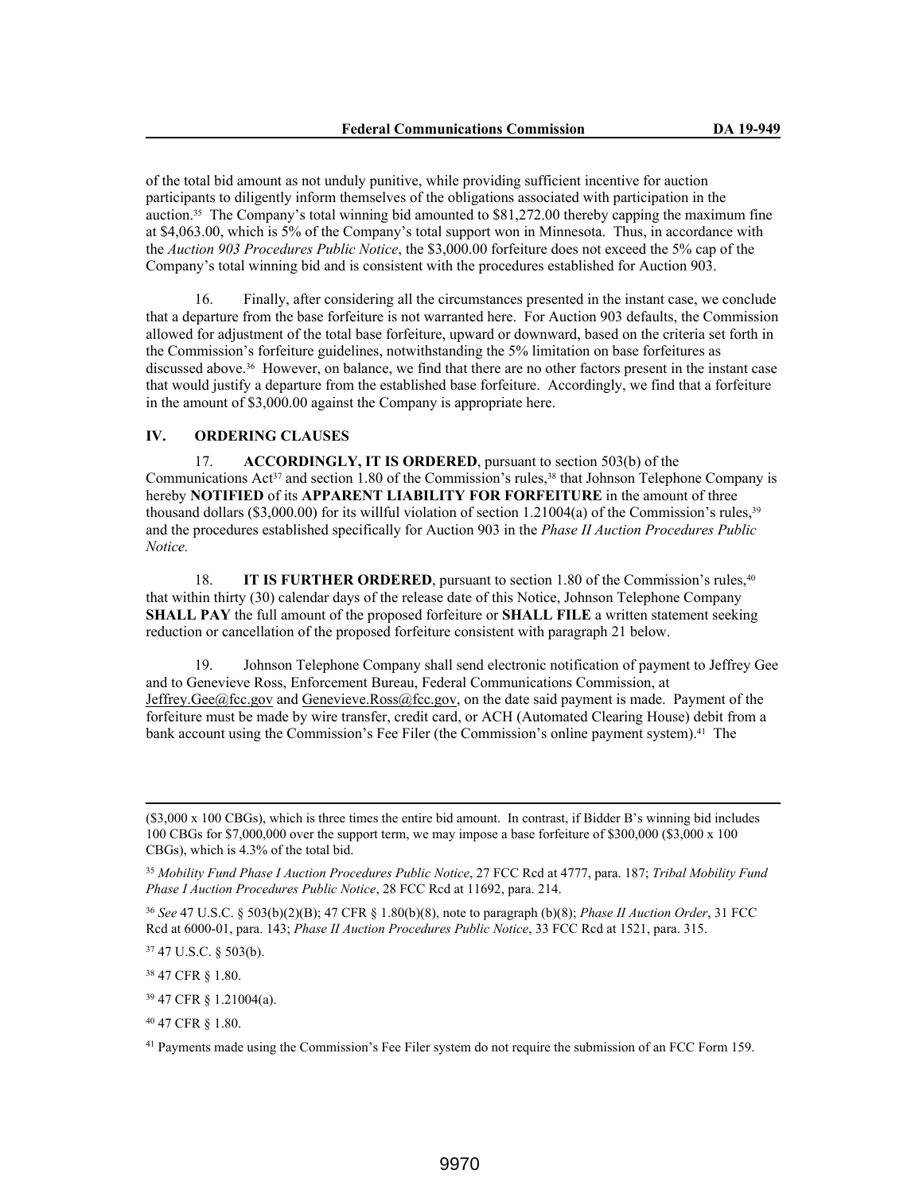of the total bid amount as not unduly punitive, while providing sufficient incentive for auction participants to diligently inform themselves of the obligations associated with participation in the auction.[35] The Company's total winning bid amounted to $81,272.00 thereby capping the maximum fine at $4,063.00, which is 5% of the Company's total support won in Minnesota. Thus, in accordance with the *Auction 903 Procedures Public Notice*, the $3,000.00 forfeiture does not exceed the 5% cap of the Company's total winning bid and is consistent with the procedures established for Auction 903.

16. Finally, after considering all the circumstances presented in the instant case, we conclude that a departure from the base forfeiture is not warranted here. For Auction 903 defaults, the Commission allowed for adjustment of the total base forfeiture, upward or downward, based on the criteria set forth in the Commission's forfeiture guidelines, notwithstanding the 5% limitation on base forfeitures as discussed above.[36] However, on balance, we find that there are no other factors present in the instant case that would justify a departure from the established base forfeiture. Accordingly, we find that a forfeiture in the amount of $3,000.00 against the Company is appropriate here.

## IV. ORDERING CLAUSES

17. **ACCORDINGLY, IT IS ORDERED**, pursuant to section 503(b) of the Communications Act[37] and section 1.80 of the Commission's rules,[38] that Johnson Telephone Company is hereby **NOTIFIED** of its **APPARENT LIABILITY FOR FORFEITURE** in the amount of three thousand dollars ($3,000.00) for its willful violation of section 1.21004(a) of the Commission's rules,[39] and the procedures established specifically for Auction 903 in the *Phase II Auction Procedures Public Notice.*

18. **IT IS FURTHER ORDERED**, pursuant to section 1.80 of the Commission's rules,[40] that within thirty (30) calendar days of the release date of this Notice, Johnson Telephone Company **SHALL PAY** the full amount of the proposed forfeiture or **SHALL FILE** a written statement seeking reduction or cancellation of the proposed forfeiture consistent with paragraph 21 below.

19. Johnson Telephone Company shall send electronic notification of payment to Jeffrey Gee and to Genevieve Ross, Enforcement Bureau, Federal Communications Commission, at Jeffrey.Gee@fcc.gov and Genevieve.Ross@fcc.gov, on the date said payment is made. Payment of the forfeiture must be made by wire transfer, credit card, or ACH (Automated Clearing House) debit from a bank account using the Commission's Fee Filer (the Commission's online payment system).[41] The

---

($3,000 x 100 CBGs), which is three times the entire bid amount. In contrast, if Bidder B's winning bid includes 100 CBGs for $7,000,000 over the support term, we may impose a base forfeiture of $300,000 ($3,000 x 100 CBGs), which is 4.3% of the total bid.

[35] *Mobility Fund Phase I Auction Procedures Public Notice*, 27 FCC Rcd at 4777, para. 187; *Tribal Mobility Fund Phase I Auction Procedures Public Notice*, 28 FCC Rcd at 11692, para. 214.

[36] *See* 47 U.S.C. § 503(b)(2)(B); 47 CFR § 1.80(b)(8), note to paragraph (b)(8); *Phase II Auction Order*, 31 FCC Rcd at 6000-01, para. 143; *Phase II Auction Procedures Public Notice*, 33 FCC Rcd at 1521, para. 315.

[37] 47 U.S.C. § 503(b).

[38] 47 CFR § 1.80.

[39] 47 CFR § 1.21004(a).

[40] 47 CFR § 1.80.

[41] Payments made using the Commission's Fee Filer system do not require the submission of an FCC Form 159.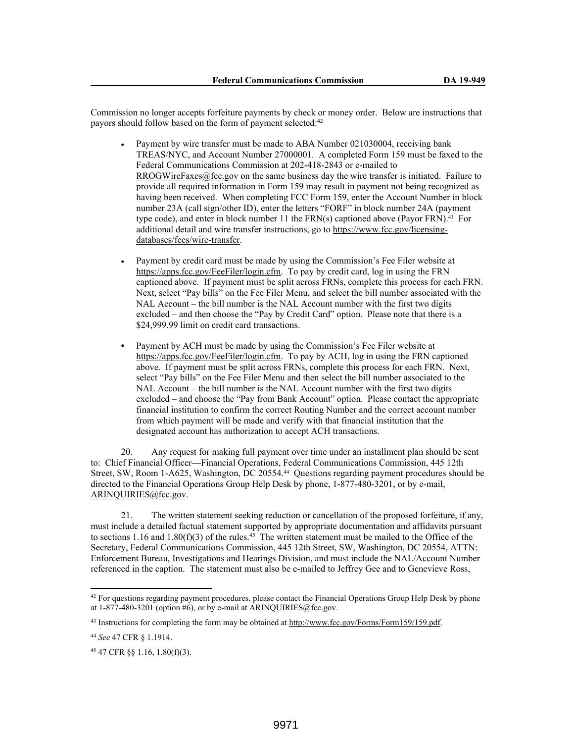Commission no longer accepts forfeiture payments by check or money order. Below are instructions that payors should follow based on the form of payment selected:[42]

- Payment by wire transfer must be made to ABA Number 021030004, receiving bank TREAS/NYC, and Account Number 27000001. A completed Form 159 must be faxed to the Federal Communications Commission at 202-418-2843 or e-mailed to RROGWireFaxes@fcc.gov on the same business day the wire transfer is initiated. Failure to provide all required information in Form 159 may result in payment not being recognized as having been received. When completing FCC Form 159, enter the Account Number in block number 23A (call sign/other ID), enter the letters "FORF" in block number 24A (payment type code), and enter in block number 11 the FRN(s) captioned above (Payor FRN).[43] For additional detail and wire transfer instructions, go to https://www.fcc.gov/licensing-databases/fees/wire-transfer.

- Payment by credit card must be made by using the Commission's Fee Filer website at https://apps.fcc.gov/FeeFiler/login.cfm. To pay by credit card, log in using the FRN captioned above. If payment must be split across FRNs, complete this process for each FRN. Next, select "Pay bills" on the Fee Filer Menu, and select the bill number associated with the NAL Account – the bill number is the NAL Account number with the first two digits excluded – and then choose the "Pay by Credit Card" option. Please note that there is a $24,999.99 limit on credit card transactions.

- Payment by ACH must be made by using the Commission's Fee Filer website at https://apps.fcc.gov/FeeFiler/login.cfm. To pay by ACH, log in using the FRN captioned above. If payment must be split across FRNs, complete this process for each FRN. Next, select "Pay bills" on the Fee Filer Menu and then select the bill number associated to the NAL Account – the bill number is the NAL Account number with the first two digits excluded – and choose the "Pay from Bank Account" option. Please contact the appropriate financial institution to confirm the correct Routing Number and the correct account number from which payment will be made and verify with that financial institution that the designated account has authorization to accept ACH transactions.

20. Any request for making full payment over time under an installment plan should be sent to: Chief Financial Officer—Financial Operations, Federal Communications Commission, 445 12th Street, SW, Room 1-A625, Washington, DC 20554.[44] Questions regarding payment procedures should be directed to the Financial Operations Group Help Desk by phone, 1-877-480-3201, or by e-mail, ARINQUIRIES@fcc.gov.

21. The written statement seeking reduction or cancellation of the proposed forfeiture, if any, must include a detailed factual statement supported by appropriate documentation and affidavits pursuant to sections 1.16 and 1.80(f)(3) of the rules.[45] The written statement must be mailed to the Office of the Secretary, Federal Communications Commission, 445 12th Street, SW, Washington, DC 20554, ATTN: Enforcement Bureau, Investigations and Hearings Division, and must include the NAL/Account Number referenced in the caption. The statement must also be e-mailed to Jeffrey Gee and to Genevieve Ross,

---

[42] For questions regarding payment procedures, please contact the Financial Operations Group Help Desk by phone at 1-877-480-3201 (option #6), or by e-mail at ARINQUIRIES@fcc.gov.

[43] Instructions for completing the form may be obtained at http://www.fcc.gov/Forms/Form159/159.pdf.

[44] *See* 47 CFR § 1.1914.

[45] 47 CFR §§ 1.16, 1.80(f)(3).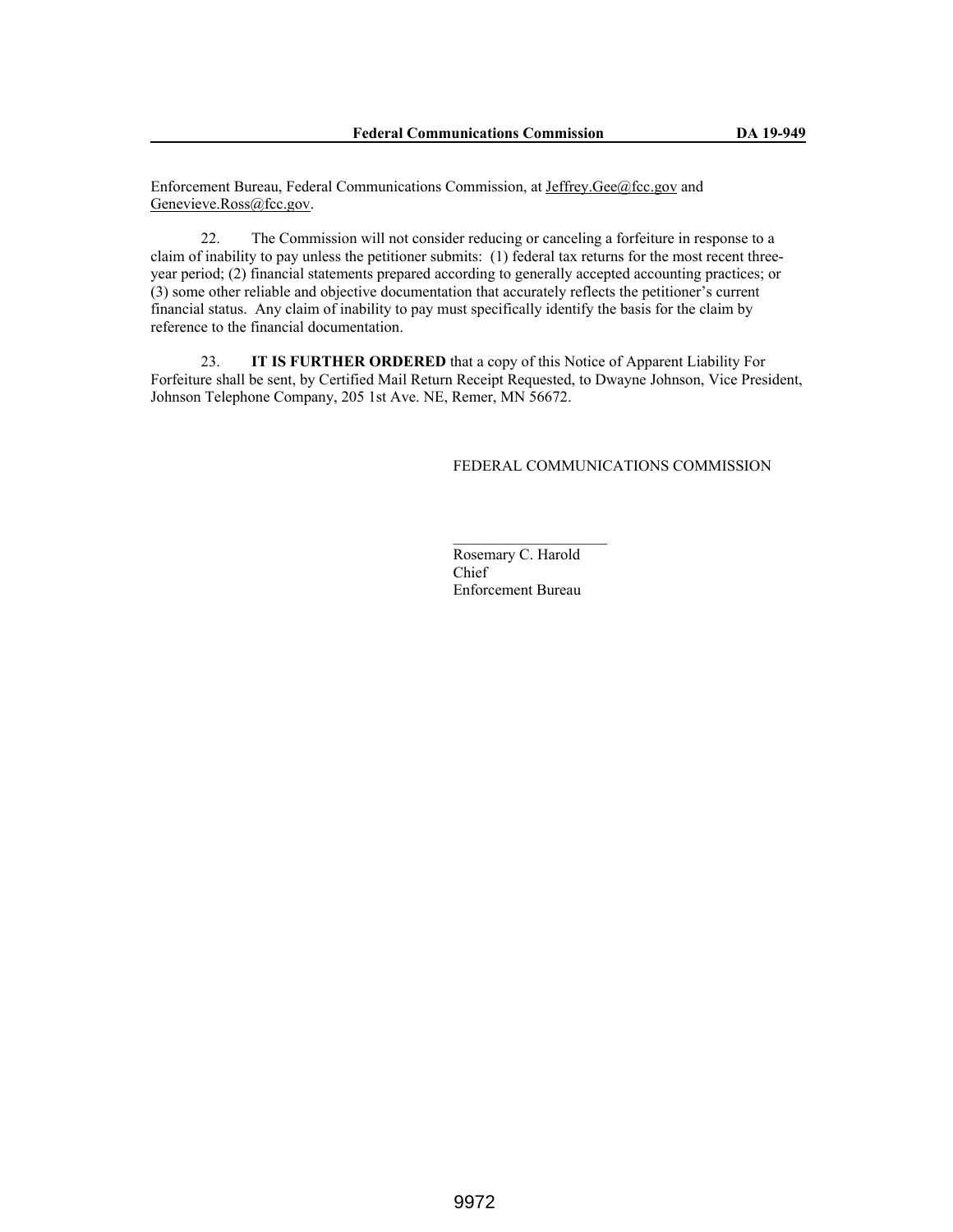Enforcement Bureau, Federal Communications Commission, at Jeffrey.Gee@fcc.gov and Genevieve.Ross@fcc.gov.

22. The Commission will not consider reducing or canceling a forfeiture in response to a claim of inability to pay unless the petitioner submits: (1) federal tax returns for the most recent three-year period; (2) financial statements prepared according to generally accepted accounting practices; or (3) some other reliable and objective documentation that accurately reflects the petitioner's current financial status. Any claim of inability to pay must specifically identify the basis for the claim by reference to the financial documentation.

23. **IT IS FURTHER ORDERED** that a copy of this Notice of Apparent Liability For Forfeiture shall be sent, by Certified Mail Return Receipt Requested, to Dwayne Johnson, Vice President, Johnson Telephone Company, 205 1st Ave. NE, Remer, MN 56672.

FEDERAL COMMUNICATIONS COMMISSION

Rosemary C. Harold
Chief
Enforcement Bureau